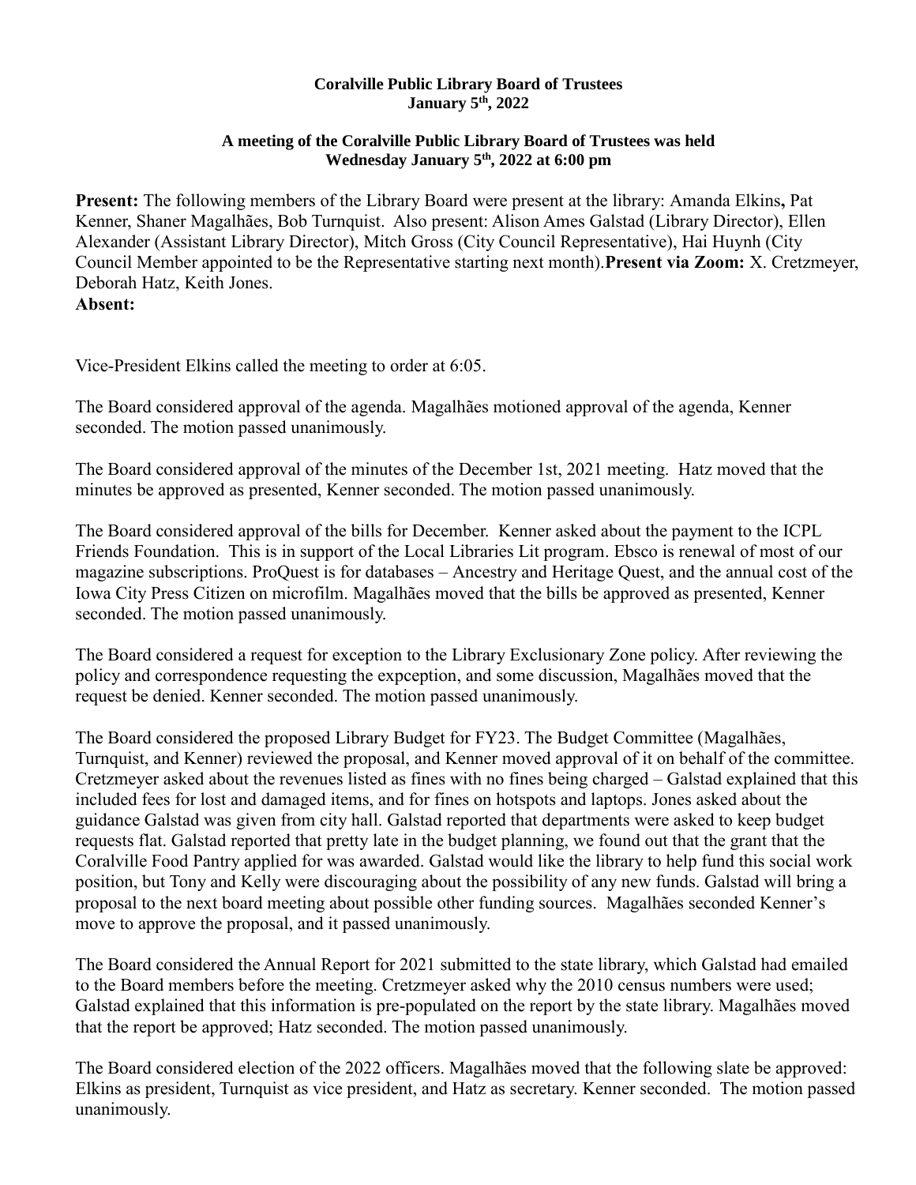**Coralville Public Library Board of Trustees**
**January 5th, 2022**

**A meeting of the Coralville Public Library Board of Trustees was held Wednesday January 5th, 2022 at 6:00 pm**

**Present:** The following members of the Library Board were present at the library: Amanda Elkins**,** Pat Kenner, Shaner Magalhães, Bob Turnquist. Also present: Alison Ames Galstad (Library Director), Ellen Alexander (Assistant Library Director), Mitch Gross (City Council Representative), Hai Huynh (City Council Member appointed to be the Representative starting next month).**Present via Zoom:** X. Cretzmeyer, Deborah Hatz, Keith Jones.
**Absent:**

Vice-President Elkins called the meeting to order at 6:05.

The Board considered approval of the agenda. Magalhães motioned approval of the agenda, Kenner seconded. The motion passed unanimously.

The Board considered approval of the minutes of the December 1st, 2021 meeting. Hatz moved that the minutes be approved as presented, Kenner seconded. The motion passed unanimously.

The Board considered approval of the bills for December. Kenner asked about the payment to the ICPL Friends Foundation. This is in support of the Local Libraries Lit program. Ebsco is renewal of most of our magazine subscriptions. ProQuest is for databases – Ancestry and Heritage Quest, and the annual cost of the Iowa City Press Citizen on microfilm. Magalhães moved that the bills be approved as presented, Kenner seconded. The motion passed unanimously.

The Board considered a request for exception to the Library Exclusionary Zone policy. After reviewing the policy and correspondence requesting the expception, and some discussion, Magalhães moved that the request be denied. Kenner seconded. The motion passed unanimously.

The Board considered the proposed Library Budget for FY23. The Budget Committee (Magalhães, Turnquist, and Kenner) reviewed the proposal, and Kenner moved approval of it on behalf of the committee. Cretzmeyer asked about the revenues listed as fines with no fines being charged – Galstad explained that this included fees for lost and damaged items, and for fines on hotspots and laptops. Jones asked about the guidance Galstad was given from city hall. Galstad reported that departments were asked to keep budget requests flat. Galstad reported that pretty late in the budget planning, we found out that the grant that the Coralville Food Pantry applied for was awarded. Galstad would like the library to help fund this social work position, but Tony and Kelly were discouraging about the possibility of any new funds. Galstad will bring a proposal to the next board meeting about possible other funding sources. Magalhães seconded Kenner's move to approve the proposal, and it passed unanimously.

The Board considered the Annual Report for 2021 submitted to the state library, which Galstad had emailed to the Board members before the meeting. Cretzmeyer asked why the 2010 census numbers were used; Galstad explained that this information is pre-populated on the report by the state library. Magalhães moved that the report be approved; Hatz seconded. The motion passed unanimously.

The Board considered election of the 2022 officers. Magalhães moved that the following slate be approved: Elkins as president, Turnquist as vice president, and Hatz as secretary. Kenner seconded. The motion passed unanimously.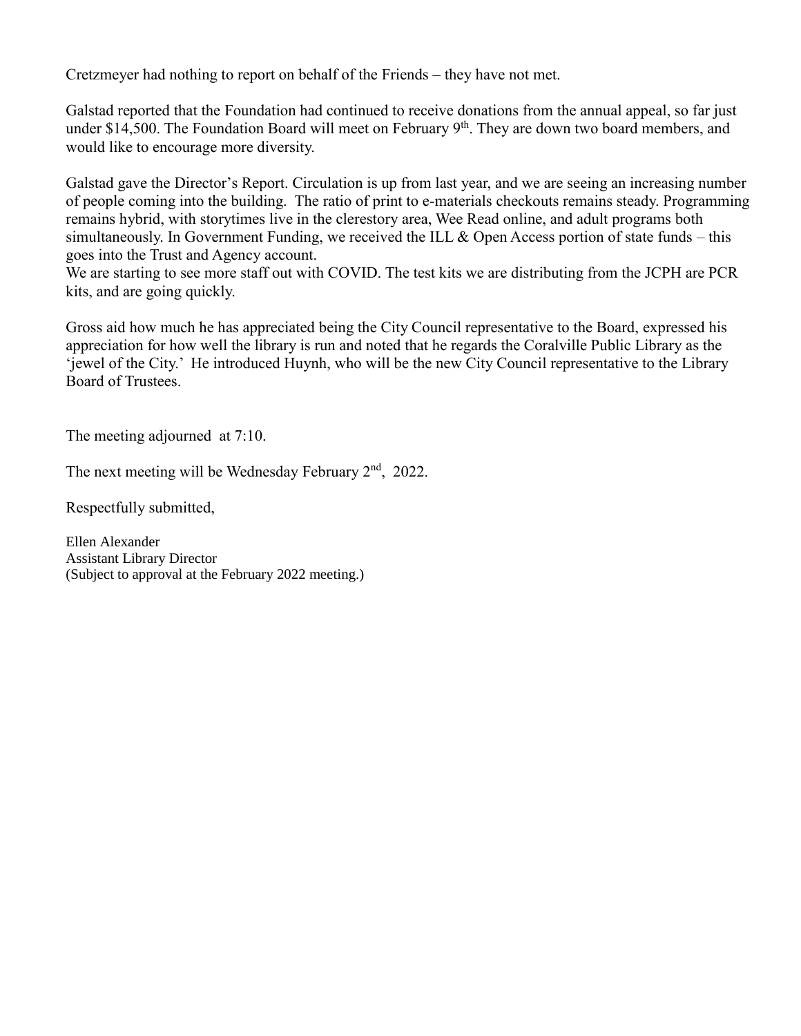Cretzmeyer had nothing to report on behalf of the Friends – they have not met.

Galstad reported that the Foundation had continued to receive donations from the annual appeal, so far just under $14,500. The Foundation Board will meet on February 9th. They are down two board members, and would like to encourage more diversity.

Galstad gave the Director's Report. Circulation is up from last year, and we are seeing an increasing number of people coming into the building. The ratio of print to e-materials checkouts remains steady. Programming remains hybrid, with storytimes live in the clerestory area, Wee Read online, and adult programs both simultaneously. In Government Funding, we received the ILL & Open Access portion of state funds – this goes into the Trust and Agency account.
We are starting to see more staff out with COVID. The test kits we are distributing from the JCPH are PCR kits, and are going quickly.

Gross aid how much he has appreciated being the City Council representative to the Board, expressed his appreciation for how well the library is run and noted that he regards the Coralville Public Library as the 'jewel of the City.' He introduced Huynh, who will be the new City Council representative to the Library Board of Trustees.

The meeting adjourned at 7:10.

The next meeting will be Wednesday February 2nd, 2022.

Respectfully submitted,

Ellen Alexander
Assistant Library Director
(Subject to approval at the February 2022 meeting.)